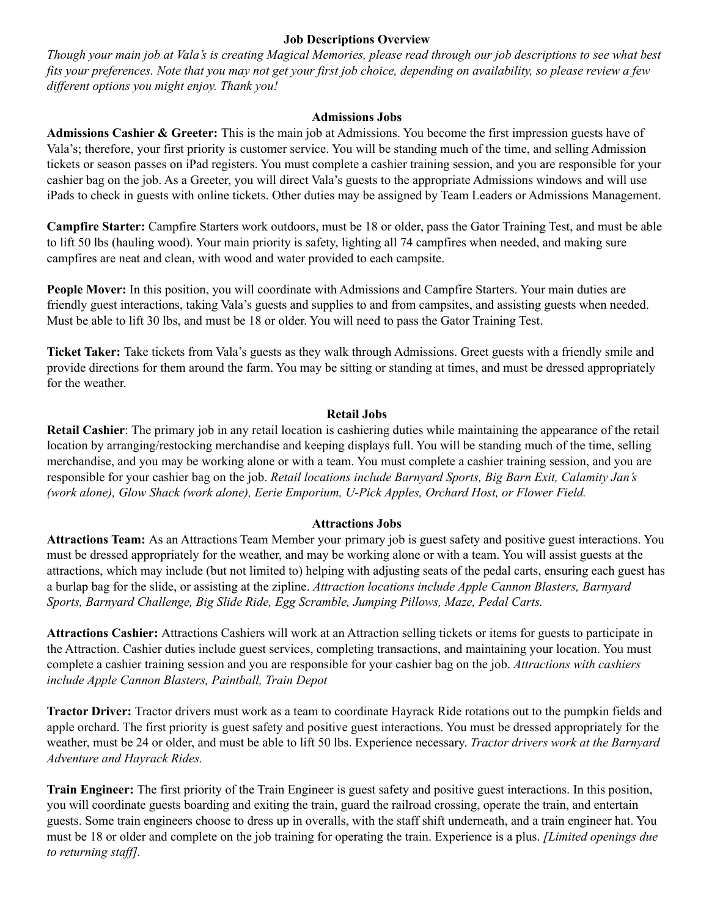## Job Descriptions Overview

*Though your main job at Vala's is creating Magical Memories, please read through our job descriptions to see what best fits your preferences. Note that you may not get your first job choice, depending on availability, so please review a few different options you might enjoy. Thank you!*

### Admissions Jobs

**Admissions Cashier & Greeter:** This is the main job at Admissions. You become the first impression guests have of Vala's; therefore, your first priority is customer service. You will be standing much of the time, and selling Admission tickets or season passes on iPad registers. You must complete a cashier training session, and you are responsible for your cashier bag on the job. As a Greeter, you will direct Vala's guests to the appropriate Admissions windows and will use iPads to check in guests with online tickets. Other duties may be assigned by Team Leaders or Admissions Management.

**Campfire Starter:** Campfire Starters work outdoors, must be 18 or older, pass the Gator Training Test, and must be able to lift 50 lbs (hauling wood). Your main priority is safety, lighting all 74 campfires when needed, and making sure campfires are neat and clean, with wood and water provided to each campsite.

**People Mover:** In this position, you will coordinate with Admissions and Campfire Starters. Your main duties are friendly guest interactions, taking Vala's guests and supplies to and from campsites, and assisting guests when needed. Must be able to lift 30 lbs, and must be 18 or older. You will need to pass the Gator Training Test.

**Ticket Taker:** Take tickets from Vala's guests as they walk through Admissions. Greet guests with a friendly smile and provide directions for them around the farm. You may be sitting or standing at times, and must be dressed appropriately for the weather.

### Retail Jobs

**Retail Cashier**: The primary job in any retail location is cashiering duties while maintaining the appearance of the retail location by arranging/restocking merchandise and keeping displays full. You will be standing much of the time, selling merchandise, and you may be working alone or with a team. You must complete a cashier training session, and you are responsible for your cashier bag on the job. *Retail locations include Barnyard Sports, Big Barn Exit, Calamity Jan's (work alone), Glow Shack (work alone), Eerie Emporium, U-Pick Apples, Orchard Host, or Flower Field.*

### Attractions Jobs

**Attractions Team:** As an Attractions Team Member your primary job is guest safety and positive guest interactions. You must be dressed appropriately for the weather, and may be working alone or with a team. You will assist guests at the attractions, which may include (but not limited to) helping with adjusting seats of the pedal carts, ensuring each guest has a burlap bag for the slide, or assisting at the zipline. *Attraction locations include Apple Cannon Blasters, Barnyard Sports, Barnyard Challenge, Big Slide Ride, Egg Scramble, Jumping Pillows, Maze, Pedal Carts.*

**Attractions Cashier:** Attractions Cashiers will work at an Attraction selling tickets or items for guests to participate in the Attraction. Cashier duties include guest services, completing transactions, and maintaining your location. You must complete a cashier training session and you are responsible for your cashier bag on the job. *Attractions with cashiers include Apple Cannon Blasters, Paintball, Train Depot*

**Tractor Driver:** Tractor drivers must work as a team to coordinate Hayrack Ride rotations out to the pumpkin fields and apple orchard. The first priority is guest safety and positive guest interactions. You must be dressed appropriately for the weather, must be 24 or older, and must be able to lift 50 lbs. Experience necessary. *Tractor drivers work at the Barnyard Adventure and Hayrack Rides.*

**Train Engineer:** The first priority of the Train Engineer is guest safety and positive guest interactions. In this position, you will coordinate guests boarding and exiting the train, guard the railroad crossing, operate the train, and entertain guests. Some train engineers choose to dress up in overalls, with the staff shift underneath, and a train engineer hat. You must be 18 or older and complete on the job training for operating the train. Experience is a plus. *[Limited openings due to returning staff].*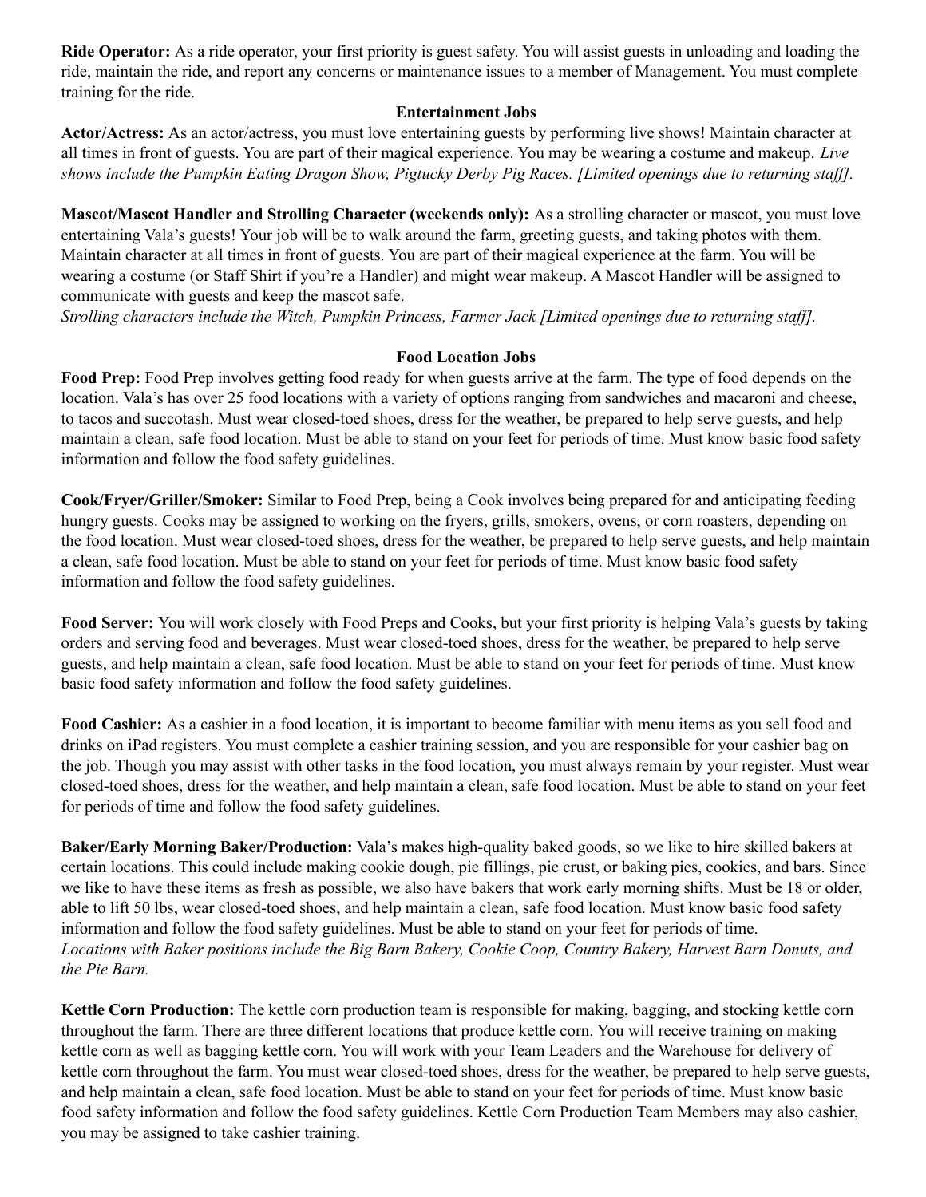**Ride Operator:** As a ride operator, your first priority is guest safety. You will assist guests in unloading and loading the ride, maintain the ride, and report any concerns or maintenance issues to a member of Management. You must complete training for the ride.

## Entertainment Jobs

**Actor/Actress:** As an actor/actress, you must love entertaining guests by performing live shows! Maintain character at all times in front of guests. You are part of their magical experience. You may be wearing a costume and makeup. *Live shows include the Pumpkin Eating Dragon Show, Pigtucky Derby Pig Races. [Limited openings due to returning staff].*

**Mascot/Mascot Handler and Strolling Character (weekends only):** As a strolling character or mascot, you must love entertaining Vala's guests! Your job will be to walk around the farm, greeting guests, and taking photos with them. Maintain character at all times in front of guests. You are part of their magical experience at the farm. You will be wearing a costume (or Staff Shirt if you're a Handler) and might wear makeup. A Mascot Handler will be assigned to communicate with guests and keep the mascot safe.
*Strolling characters include the Witch, Pumpkin Princess, Farmer Jack [Limited openings due to returning staff].*

## Food Location Jobs

**Food Prep:** Food Prep involves getting food ready for when guests arrive at the farm. The type of food depends on the location. Vala's has over 25 food locations with a variety of options ranging from sandwiches and macaroni and cheese, to tacos and succotash. Must wear closed-toed shoes, dress for the weather, be prepared to help serve guests, and help maintain a clean, safe food location. Must be able to stand on your feet for periods of time. Must know basic food safety information and follow the food safety guidelines.

**Cook/Fryer/Griller/Smoker:** Similar to Food Prep, being a Cook involves being prepared for and anticipating feeding hungry guests. Cooks may be assigned to working on the fryers, grills, smokers, ovens, or corn roasters, depending on the food location. Must wear closed-toed shoes, dress for the weather, be prepared to help serve guests, and help maintain a clean, safe food location. Must be able to stand on your feet for periods of time. Must know basic food safety information and follow the food safety guidelines.

**Food Server:** You will work closely with Food Preps and Cooks, but your first priority is helping Vala's guests by taking orders and serving food and beverages. Must wear closed-toed shoes, dress for the weather, be prepared to help serve guests, and help maintain a clean, safe food location. Must be able to stand on your feet for periods of time. Must know basic food safety information and follow the food safety guidelines.

**Food Cashier:** As a cashier in a food location, it is important to become familiar with menu items as you sell food and drinks on iPad registers. You must complete a cashier training session, and you are responsible for your cashier bag on the job. Though you may assist with other tasks in the food location, you must always remain by your register. Must wear closed-toed shoes, dress for the weather, and help maintain a clean, safe food location. Must be able to stand on your feet for periods of time and follow the food safety guidelines.

**Baker/Early Morning Baker/Production:** Vala's makes high-quality baked goods, so we like to hire skilled bakers at certain locations. This could include making cookie dough, pie fillings, pie crust, or baking pies, cookies, and bars. Since we like to have these items as fresh as possible, we also have bakers that work early morning shifts. Must be 18 or older, able to lift 50 lbs, wear closed-toed shoes, and help maintain a clean, safe food location. Must know basic food safety information and follow the food safety guidelines. Must be able to stand on your feet for periods of time.
*Locations with Baker positions include the Big Barn Bakery, Cookie Coop, Country Bakery, Harvest Barn Donuts, and the Pie Barn.*

**Kettle Corn Production:** The kettle corn production team is responsible for making, bagging, and stocking kettle corn throughout the farm. There are three different locations that produce kettle corn. You will receive training on making kettle corn as well as bagging kettle corn. You will work with your Team Leaders and the Warehouse for delivery of kettle corn throughout the farm. You must wear closed-toed shoes, dress for the weather, be prepared to help serve guests, and help maintain a clean, safe food location. Must be able to stand on your feet for periods of time. Must know basic food safety information and follow the food safety guidelines. Kettle Corn Production Team Members may also cashier, you may be assigned to take cashier training.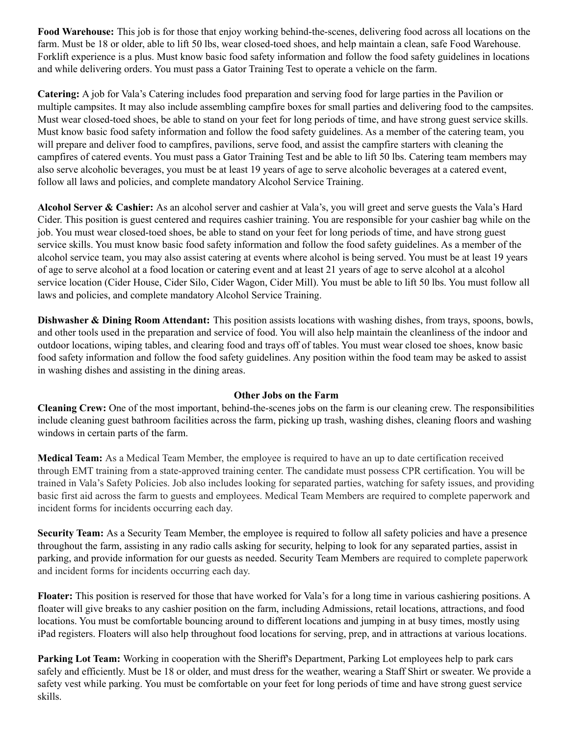**Food Warehouse:** This job is for those that enjoy working behind-the-scenes, delivering food across all locations on the farm. Must be 18 or older, able to lift 50 lbs, wear closed-toed shoes, and help maintain a clean, safe Food Warehouse. Forklift experience is a plus. Must know basic food safety information and follow the food safety guidelines in locations and while delivering orders. You must pass a Gator Training Test to operate a vehicle on the farm.

**Catering:** A job for Vala's Catering includes food preparation and serving food for large parties in the Pavilion or multiple campsites. It may also include assembling campfire boxes for small parties and delivering food to the campsites. Must wear closed-toed shoes, be able to stand on your feet for long periods of time, and have strong guest service skills. Must know basic food safety information and follow the food safety guidelines. As a member of the catering team, you will prepare and deliver food to campfires, pavilions, serve food, and assist the campfire starters with cleaning the campfires of catered events. You must pass a Gator Training Test and be able to lift 50 lbs. Catering team members may also serve alcoholic beverages, you must be at least 19 years of age to serve alcoholic beverages at a catered event, follow all laws and policies, and complete mandatory Alcohol Service Training.

**Alcohol Server & Cashier:** As an alcohol server and cashier at Vala's, you will greet and serve guests the Vala's Hard Cider. This position is guest centered and requires cashier training. You are responsible for your cashier bag while on the job. You must wear closed-toed shoes, be able to stand on your feet for long periods of time, and have strong guest service skills. You must know basic food safety information and follow the food safety guidelines. As a member of the alcohol service team, you may also assist catering at events where alcohol is being served. You must be at least 19 years of age to serve alcohol at a food location or catering event and at least 21 years of age to serve alcohol at a alcohol service location (Cider House, Cider Silo, Cider Wagon, Cider Mill). You must be able to lift 50 lbs. You must follow all laws and policies, and complete mandatory Alcohol Service Training.

**Dishwasher & Dining Room Attendant:** This position assists locations with washing dishes, from trays, spoons, bowls, and other tools used in the preparation and service of food. You will also help maintain the cleanliness of the indoor and outdoor locations, wiping tables, and clearing food and trays off of tables. You must wear closed toe shoes, know basic food safety information and follow the food safety guidelines. Any position within the food team may be asked to assist in washing dishes and assisting in the dining areas.

## Other Jobs on the Farm

**Cleaning Crew:** One of the most important, behind-the-scenes jobs on the farm is our cleaning crew. The responsibilities include cleaning guest bathroom facilities across the farm, picking up trash, washing dishes, cleaning floors and washing windows in certain parts of the farm.

**Medical Team:** As a Medical Team Member, the employee is required to have an up to date certification received through EMT training from a state-approved training center. The candidate must possess CPR certification. You will be trained in Vala's Safety Policies. Job also includes looking for separated parties, watching for safety issues, and providing basic first aid across the farm to guests and employees. Medical Team Members are required to complete paperwork and incident forms for incidents occurring each day.

**Security Team:** As a Security Team Member, the employee is required to follow all safety policies and have a presence throughout the farm, assisting in any radio calls asking for security, helping to look for any separated parties, assist in parking, and provide information for our guests as needed. Security Team Members are required to complete paperwork and incident forms for incidents occurring each day.

**Floater:** This position is reserved for those that have worked for Vala's for a long time in various cashiering positions. A floater will give breaks to any cashier position on the farm, including Admissions, retail locations, attractions, and food locations. You must be comfortable bouncing around to different locations and jumping in at busy times, mostly using iPad registers. Floaters will also help throughout food locations for serving, prep, and in attractions at various locations.

**Parking Lot Team:** Working in cooperation with the Sheriff's Department, Parking Lot employees help to park cars safely and efficiently. Must be 18 or older, and must dress for the weather, wearing a Staff Shirt or sweater. We provide a safety vest while parking. You must be comfortable on your feet for long periods of time and have strong guest service skills.